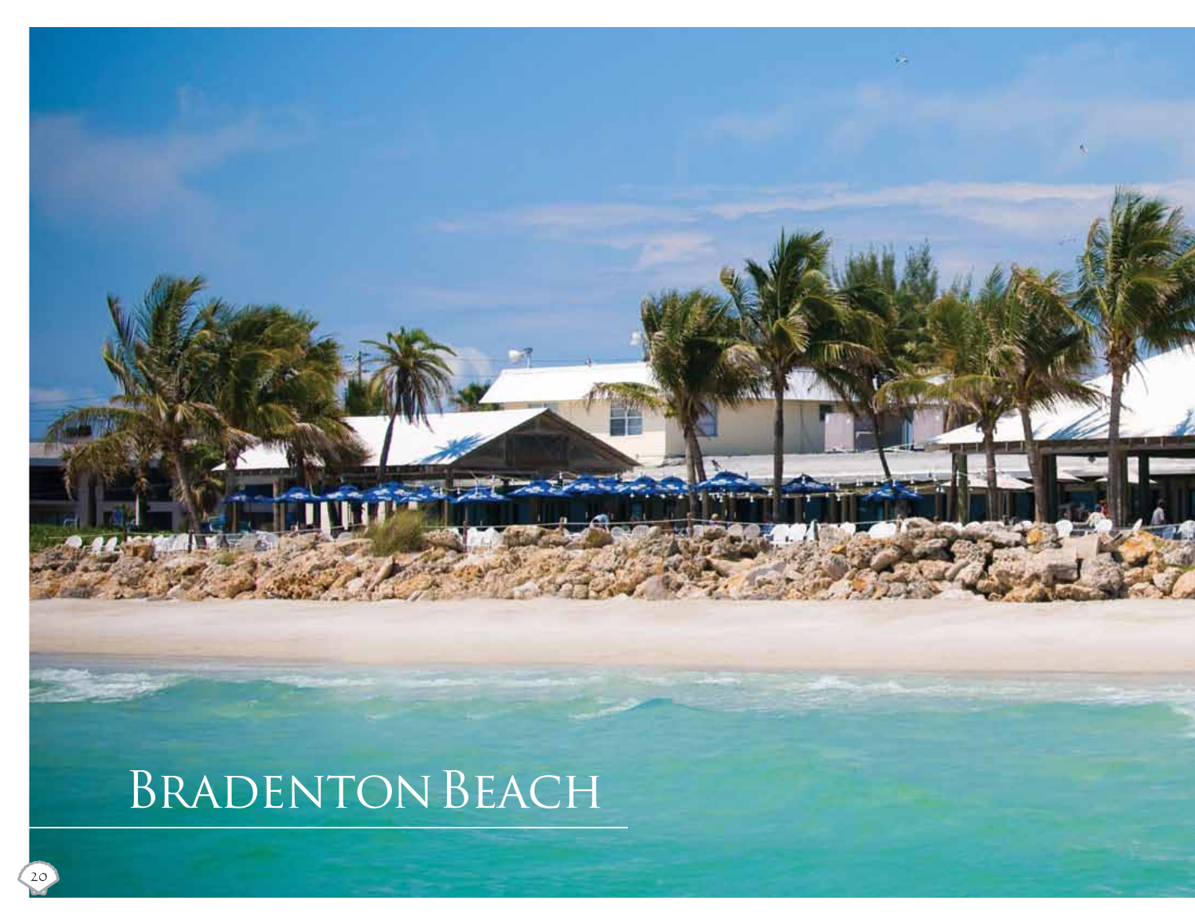# Bradenton Beach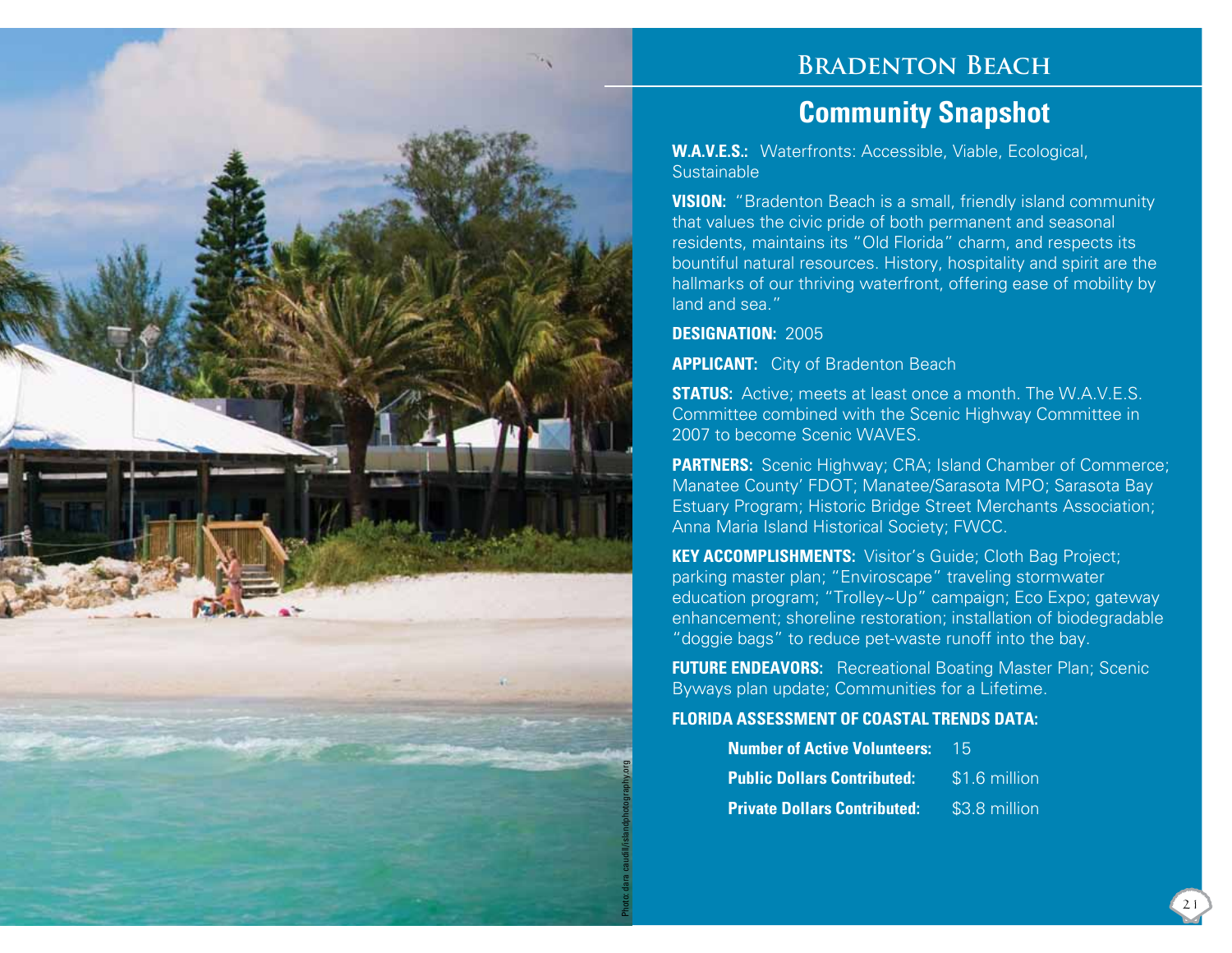# Bradenton Beach

## Community Snapshot

**W.A.V.E.S.:** Waterfronts: Accessible, Viable, Ecological, Sustainable

**VISION:** "Bradenton Beach is a small, friendly island community that values the civic pride of both permanent and seasonal residents, maintains its "Old Florida" charm, and respects its bountiful natural resources. History, hospitality and spirit are the hallmarks of our thriving waterfront, offering ease of mobility by land and sea."

**DESIGNATION:** 2005

**APPLICANT:** City of Bradenton Beach

**STATUS:** Active; meets at least once a month. The W.A.V.E.S. Committee combined with the Scenic Highway Committee in 2007 to become Scenic WAVES.

**PARTNERS:** Scenic Highway; CRA; Island Chamber of Commerce; Manatee County' FDOT; Manatee/Sarasota MPO; Sarasota Bay Estuary Program; Historic Bridge Street Merchants Association; Anna Maria Island Historical Society; FWCC.

**KEY ACCOMPLISHMENTS:** Visitor's Guide; Cloth Bag Project; parking master plan; "Enviroscape" traveling stormwater education program; "Trolley~Up" campaign; Eco Expo; gateway enhancement; shoreline restoration; installation of biodegradable "doggie bags" to reduce pet-waste runoff into the bay.

**FUTURE ENDEAVORS:** Recreational Boating Master Plan; Scenic Byways plan update; Communities for a Lifetime.

**FLORIDA ASSESSMENT OF COASTAL TRENDS DATA:**

| | |
|---|---|
| **Number of Active Volunteers:** | 15 |
| **Public Dollars Contributed:** | $1.6 million |
| **Private Dollars Contributed:** | $3.8 million |

Photo: dara caudill/islandphotography.org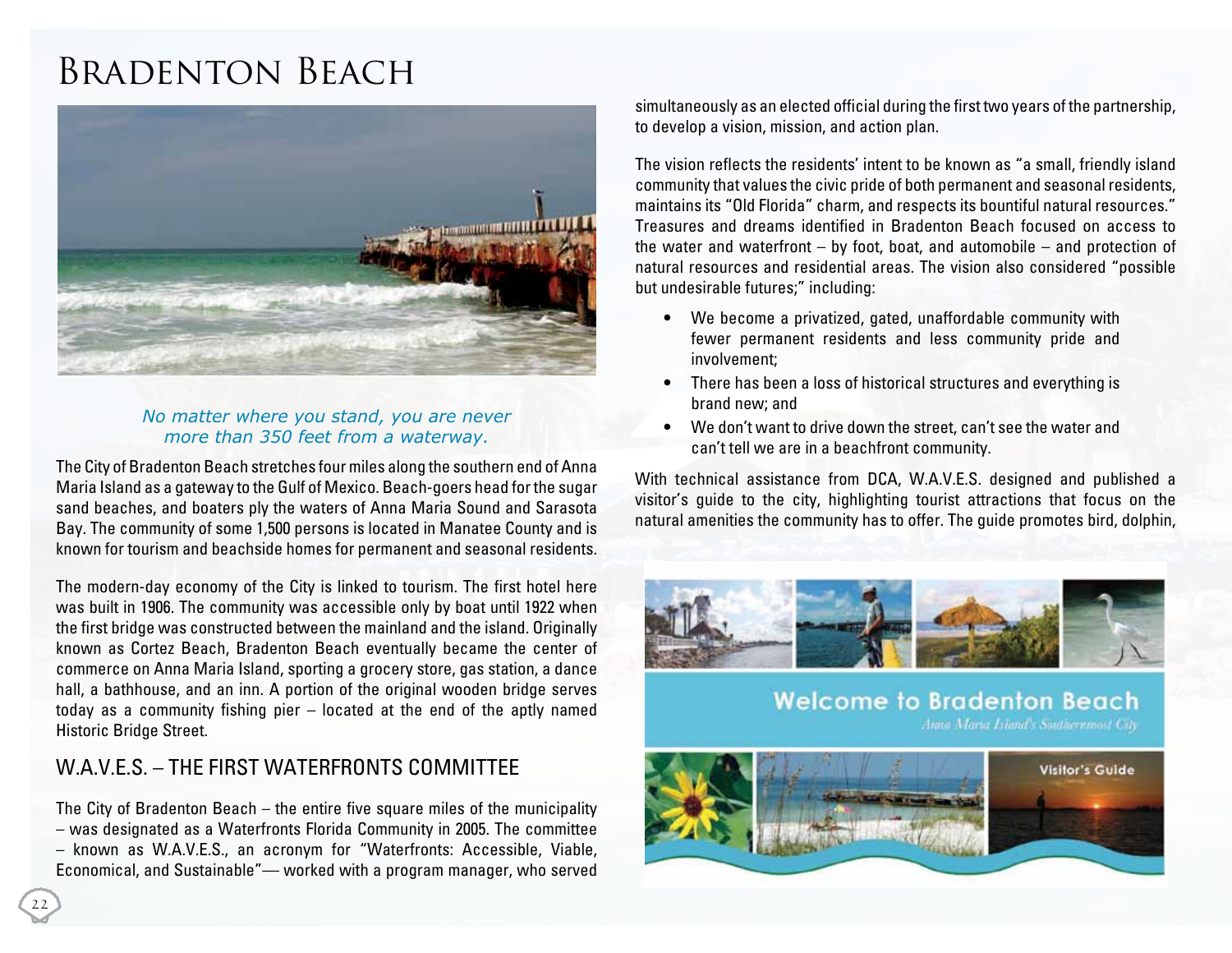# Bradenton Beach

*No matter where you stand, you are never more than 350 feet from a waterway.*

The City of Bradenton Beach stretches four miles along the southern end of Anna Maria Island as a gateway to the Gulf of Mexico. Beach-goers head for the sugar sand beaches, and boaters ply the waters of Anna Maria Sound and Sarasota Bay. The community of some 1,500 persons is located in Manatee County and is known for tourism and beachside homes for permanent and seasonal residents.

The modern-day economy of the City is linked to tourism. The first hotel here was built in 1906. The community was accessible only by boat until 1922 when the first bridge was constructed between the mainland and the island. Originally known as Cortez Beach, Bradenton Beach eventually became the center of commerce on Anna Maria Island, sporting a grocery store, gas station, a dance hall, a bathhouse, and an inn. A portion of the original wooden bridge serves today as a community fishing pier – located at the end of the aptly named Historic Bridge Street.

## W.A.V.E.S. – The First Waterfronts Committee

The City of Bradenton Beach – the entire five square miles of the municipality – was designated as a Waterfronts Florida Community in 2005. The committee – known as W.A.V.E.S., an acronym for "Waterfronts: Accessible, Viable, Economical, and Sustainable"— worked with a program manager, who served simultaneously as an elected official during the first two years of the partnership, to develop a vision, mission, and action plan.

The vision reflects the residents' intent to be known as "a small, friendly island community that values the civic pride of both permanent and seasonal residents, maintains its "Old Florida" charm, and respects its bountiful natural resources." Treasures and dreams identified in Bradenton Beach focused on access to the water and waterfront – by foot, boat, and automobile – and protection of natural resources and residential areas. The vision also considered "possible but undesirable futures;" including:

- We become a privatized, gated, unaffordable community with fewer permanent residents and less community pride and involvement;
- There has been a loss of historical structures and everything is brand new; and
- We don't want to drive down the street, can't see the water and can't tell we are in a beachfront community.

With technical assistance from DCA, W.A.V.E.S. designed and published a visitor's guide to the city, highlighting tourist attractions that focus on the natural amenities the community has to offer. The guide promotes bird, dolphin,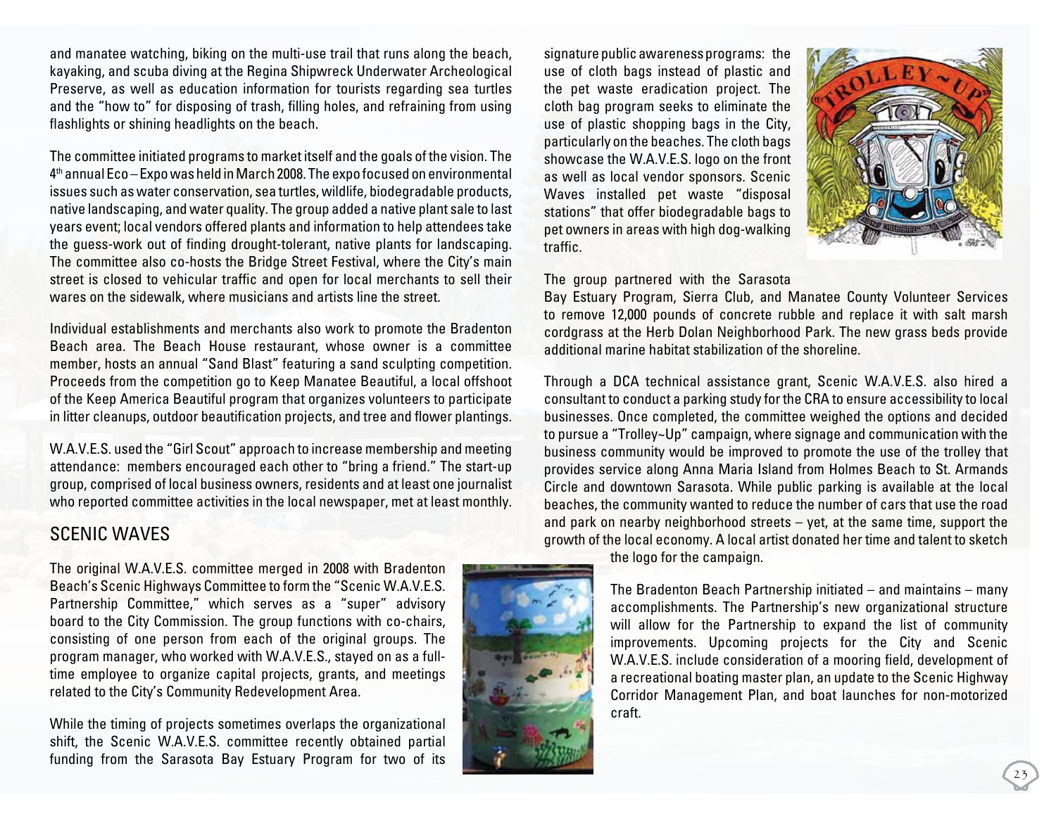and manatee watching, biking on the multi-use trail that runs along the beach, kayaking, and scuba diving at the Regina Shipwreck Underwater Archeological Preserve, as well as education information for tourists regarding sea turtles and the "how to" for disposing of trash, filling holes, and refraining from using flashlights or shining headlights on the beach.

The committee initiated programs to market itself and the goals of the vision. The 4th annual Eco – Expo was held in March 2008. The expo focused on environmental issues such as water conservation, sea turtles, wildlife, biodegradable products, native landscaping, and water quality. The group added a native plant sale to last years event; local vendors offered plants and information to help attendees take the guess-work out of finding drought-tolerant, native plants for landscaping. The committee also co-hosts the Bridge Street Festival, where the City's main street is closed to vehicular traffic and open for local merchants to sell their wares on the sidewalk, where musicians and artists line the street.

Individual establishments and merchants also work to promote the Bradenton Beach area. The Beach House restaurant, whose owner is a committee member, hosts an annual "Sand Blast" featuring a sand sculpting competition. Proceeds from the competition go to Keep Manatee Beautiful, a local offshoot of the Keep America Beautiful program that organizes volunteers to participate in litter cleanups, outdoor beautification projects, and tree and flower plantings.

W.A.V.E.S. used the "Girl Scout" approach to increase membership and meeting attendance: members encouraged each other to "bring a friend." The start-up group, comprised of local business owners, residents and at least one journalist who reported committee activities in the local newspaper, met at least monthly.

## SCENIC WAVES

The original W.A.V.E.S. committee merged in 2008 with Bradenton Beach's Scenic Highways Committee to form the "Scenic W.A.V.E.S. Partnership Committee," which serves as a "super" advisory board to the City Commission. The group functions with co-chairs, consisting of one person from each of the original groups. The program manager, who worked with W.A.V.E.S., stayed on as a full-time employee to organize capital projects, grants, and meetings related to the City's Community Redevelopment Area.

While the timing of projects sometimes overlaps the organizational shift, the Scenic W.A.V.E.S. committee recently obtained partial funding from the Sarasota Bay Estuary Program for two of its signature public awareness programs: the use of cloth bags instead of plastic and the pet waste eradication project. The cloth bag program seeks to eliminate the use of plastic shopping bags in the City, particularly on the beaches. The cloth bags showcase the W.A.V.E.S. logo on the front as well as local vendor sponsors. Scenic Waves installed pet waste "disposal stations" that offer biodegradable bags to pet owners in areas with high dog-walking traffic.

The group partnered with the Sarasota Bay Estuary Program, Sierra Club, and Manatee County Volunteer Services to remove 12,000 pounds of concrete rubble and replace it with salt marsh cordgrass at the Herb Dolan Neighborhood Park. The new grass beds provide additional marine habitat stabilization of the shoreline.

Through a DCA technical assistance grant, Scenic W.A.V.E.S. also hired a consultant to conduct a parking study for the CRA to ensure accessibility to local businesses. Once completed, the committee weighed the options and decided to pursue a "Trolley~Up" campaign, where signage and communication with the business community would be improved to promote the use of the trolley that provides service along Anna Maria Island from Holmes Beach to St. Armands Circle and downtown Sarasota. While public parking is available at the local beaches, the community wanted to reduce the number of cars that use the road and park on nearby neighborhood streets – yet, at the same time, support the growth of the local economy. A local artist donated her time and talent to sketch the logo for the campaign.

The Bradenton Beach Partnership initiated – and maintains – many accomplishments. The Partnership's new organizational structure will allow for the Partnership to expand the list of community improvements. Upcoming projects for the City and Scenic W.A.V.E.S. include consideration of a mooring field, development of a recreational boating master plan, an update to the Scenic Highway Corridor Management Plan, and boat launches for non-motorized craft.